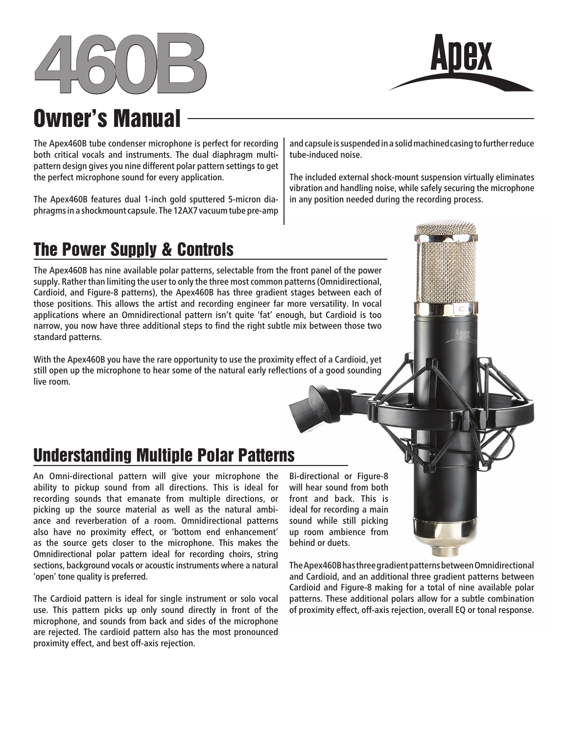# 460B

Apex

## Owner's Manual

The Apex460B tube condenser microphone is perfect for recording both critical vocals and instruments. The dual diaphragm multi-pattern design gives you nine different polar pattern settings to get the perfect microphone sound for every application.

The Apex460B features dual 1-inch gold sputtered 5-micron diaphragms in a shockmount capsule. The 12AX7 vacuum tube pre-amp and capsule is suspended in a solid machined casing to further reduce tube-induced noise.

The included external shock-mount suspension virtually eliminates vibration and handling noise, while safely securing the microphone in any position needed during the recording process.

## The Power Supply & Controls

The Apex460B has nine available polar patterns, selectable from the front panel of the power supply. Rather than limiting the user to only the three most common patterns (Omnidirectional, Cardioid, and Figure-8 patterns), the Apex460B has three gradient stages between each of those positions. This allows the artist and recording engineer far more versatility. In vocal applications where an Omnidirectional pattern isn't quite 'fat' enough, but Cardioid is too narrow, you now have three additional steps to find the right subtle mix between those two standard patterns.

With the Apex460B you have the rare opportunity to use the proximity effect of a Cardioid, yet still open up the microphone to hear some of the natural early reflections of a good sounding live room.

## Understanding Multiple Polar Patterns

An Omni-directional pattern will give your microphone the ability to pickup sound from all directions. This is ideal for recording sounds that emanate from multiple directions, or picking up the source material as well as the natural ambiance and reverberation of a room. Omnidirectional patterns also have no proximity effect, or 'bottom end enhancement' as the source gets closer to the microphone. This makes the Omnidirectional polar pattern ideal for recording choirs, string sections, background vocals or acoustic instruments where a natural 'open' tone quality is preferred.

The Cardioid pattern is ideal for single instrument or solo vocal use. This pattern picks up only sound directly in front of the microphone, and sounds from back and sides of the microphone are rejected. The cardioid pattern also has the most pronounced proximity effect, and best off-axis rejection.

Bi-directional or Figure-8 will hear sound from both front and back. This is ideal for recording a main sound while still picking up room ambience from behind or duets.

The Apex460B has three gradient patterns between Omnidirectional and Cardioid, and an additional three gradient patterns between Cardioid and Figure-8 making for a total of nine available polar patterns. These additional polars allow for a subtle combination of proximity effect, off-axis rejection, overall EQ or tonal response.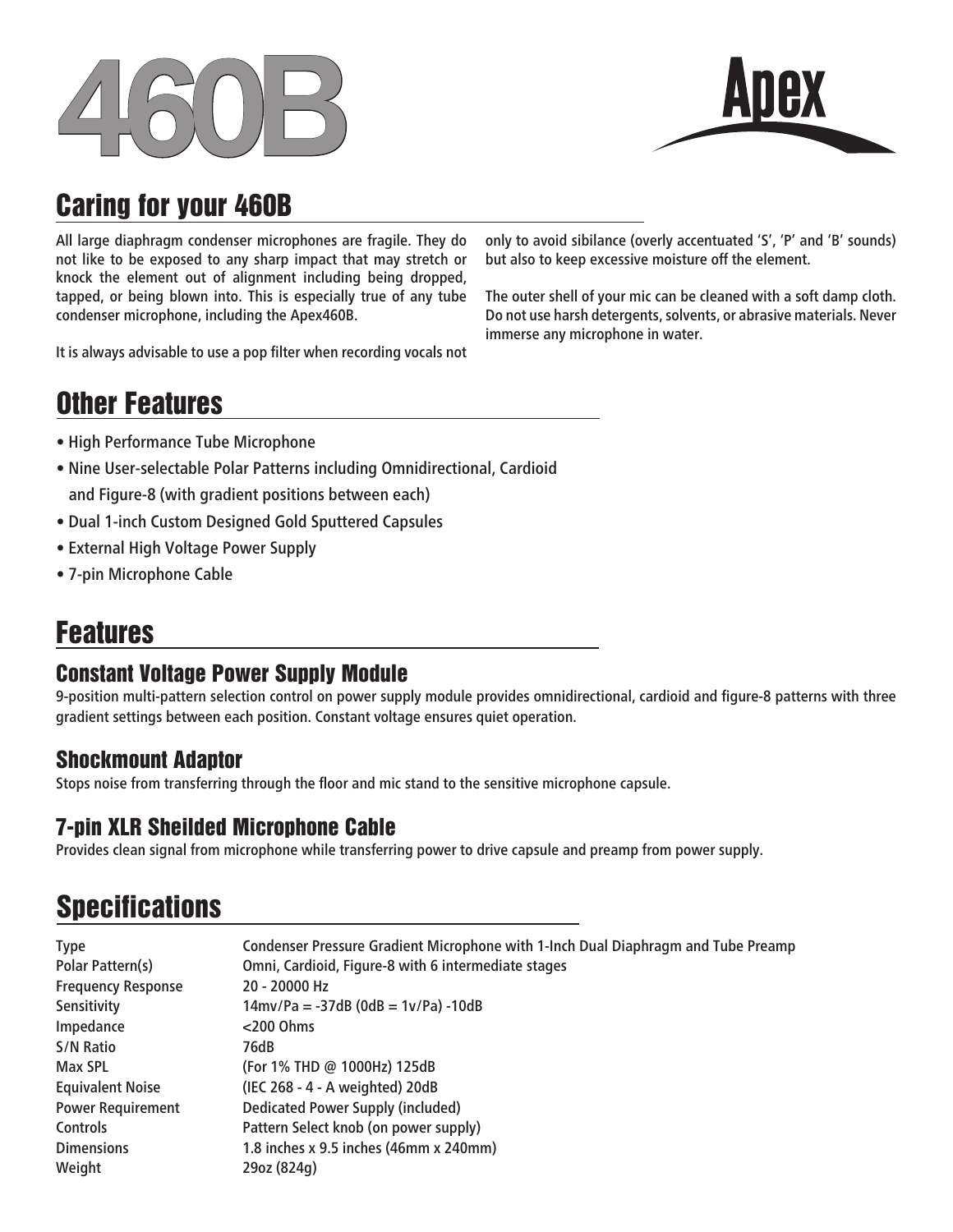# 460B

Apex

## Caring for your 460B

All large diaphragm condenser microphones are fragile. They do not like to be exposed to any sharp impact that may stretch or knock the element out of alignment including being dropped, tapped, or being blown into. This is especially true of any tube condenser microphone, including the Apex460B.

It is always advisable to use a pop filter when recording vocals not only to avoid sibilance (overly accentuated 'S', 'P' and 'B' sounds) but also to keep excessive moisture off the element.

The outer shell of your mic can be cleaned with a soft damp cloth. Do not use harsh detergents, solvents, or abrasive materials. Never immerse any microphone in water.

## Other Features

- High Performance Tube Microphone
- Nine User-selectable Polar Patterns including Omnidirectional, Cardioid and Figure-8 (with gradient positions between each)
- Dual 1-inch Custom Designed Gold Sputtered Capsules
- External High Voltage Power Supply
- 7-pin Microphone Cable

## Features

### Constant Voltage Power Supply Module

9-position multi-pattern selection control on power supply module provides omnidirectional, cardioid and figure-8 patterns with three gradient settings between each position. Constant voltage ensures quiet operation.

### Shockmount Adaptor

Stops noise from transferring through the floor and mic stand to the sensitive microphone capsule.

### 7-pin XLR Sheilded Microphone Cable

Provides clean signal from microphone while transferring power to drive capsule and preamp from power supply.

## Specifications

| | |
|---|---|
| Type | Condenser Pressure Gradient Microphone with 1-Inch Dual Diaphragm and Tube Preamp |
| Polar Pattern(s) | Omni, Cardioid, Figure-8 with 6 intermediate stages |
| Frequency Response | 20 - 20000 Hz |
| Sensitivity | 14mv/Pa = -37dB (0dB = 1v/Pa) -10dB |
| Impedance | <200 Ohms |
| S/N Ratio | 76dB |
| Max SPL | (For 1% THD @ 1000Hz) 125dB |
| Equivalent Noise | (IEC 268 - 4 - A weighted) 20dB |
| Power Requirement | Dedicated Power Supply (included) |
| Controls | Pattern Select knob (on power supply) |
| Dimensions | 1.8 inches x 9.5 inches (46mm x 240mm) |
| Weight | 29oz (824g) |